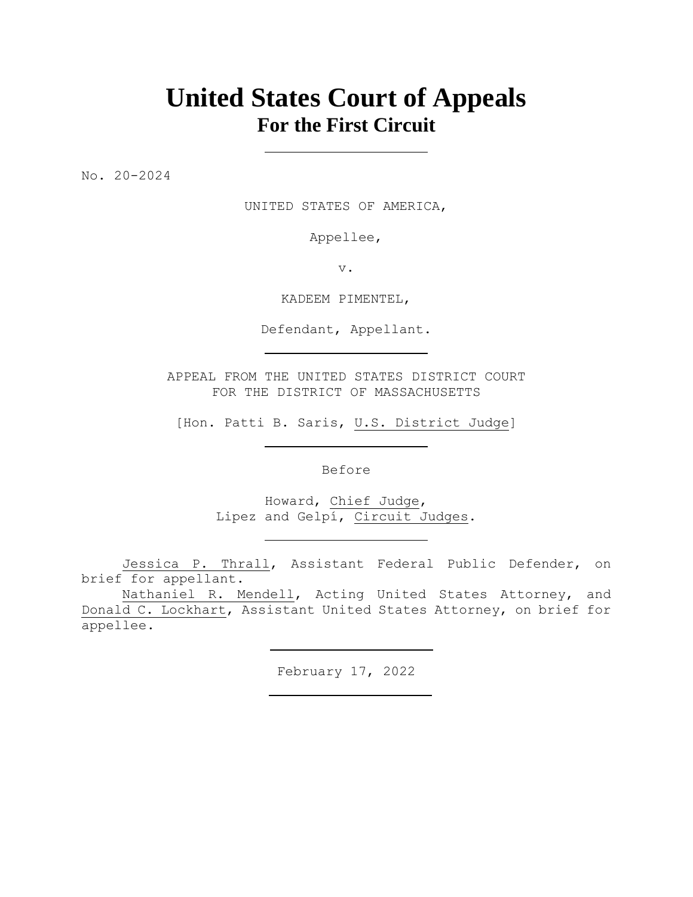# United States Court of Appeals
## For the First Circuit

---

No. 20-2024

UNITED STATES OF AMERICA,

Appellee,

v.

KADEEM PIMENTEL,

Defendant, Appellant.

---

APPEAL FROM THE UNITED STATES DISTRICT COURT
FOR THE DISTRICT OF MASSACHUSETTS

[Hon. Patti B. Saris, U.S. District Judge]

---

Before

Howard, Chief Judge,
Lipez and Gelpí, Circuit Judges.

---

Jessica P. Thrall, Assistant Federal Public Defender, on brief for appellant.

Nathaniel R. Mendell, Acting United States Attorney, and Donald C. Lockhart, Assistant United States Attorney, on brief for appellee.

---

February 17, 2022

---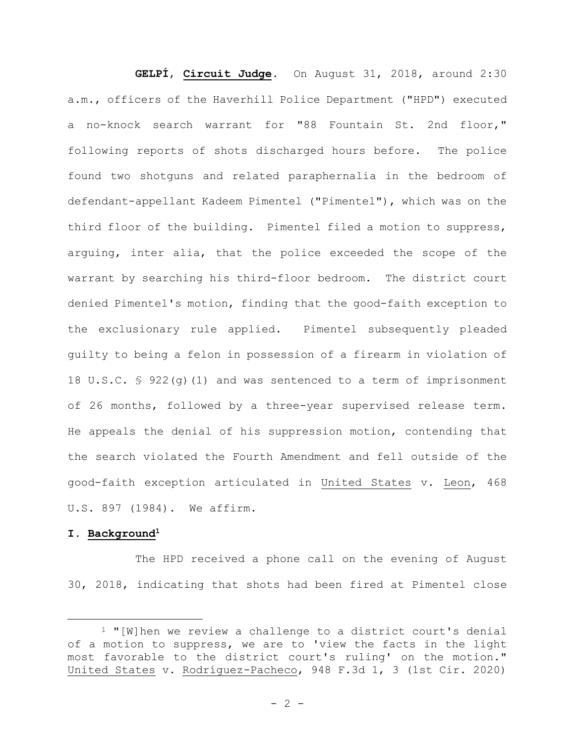**GELPÍ**, **Circuit Judge**. On August 31, 2018, around 2:30 a.m., officers of the Haverhill Police Department ("HPD") executed a no-knock search warrant for "88 Fountain St. 2nd floor," following reports of shots discharged hours before. The police found two shotguns and related paraphernalia in the bedroom of defendant-appellant Kadeem Pimentel ("Pimentel"), which was on the third floor of the building. Pimentel filed a motion to suppress, arguing, inter alia, that the police exceeded the scope of the warrant by searching his third-floor bedroom. The district court denied Pimentel's motion, finding that the good-faith exception to the exclusionary rule applied. Pimentel subsequently pleaded guilty to being a felon in possession of a firearm in violation of 18 U.S.C. § 922(g)(1) and was sentenced to a term of imprisonment of 26 months, followed by a three-year supervised release term. He appeals the denial of his suppression motion, contending that the search violated the Fourth Amendment and fell outside of the good-faith exception articulated in United States v. Leon, 468 U.S. 897 (1984). We affirm.

## I. Background[1]

The HPD received a phone call on the evening of August 30, 2018, indicating that shots had been fired at Pimentel close

[1] "[W]hen we review a challenge to a district court's denial of a motion to suppress, we are to 'view the facts in the light most favorable to the district court's ruling' on the motion." United States v. Rodríguez-Pacheco, 948 F.3d 1, 3 (1st Cir. 2020)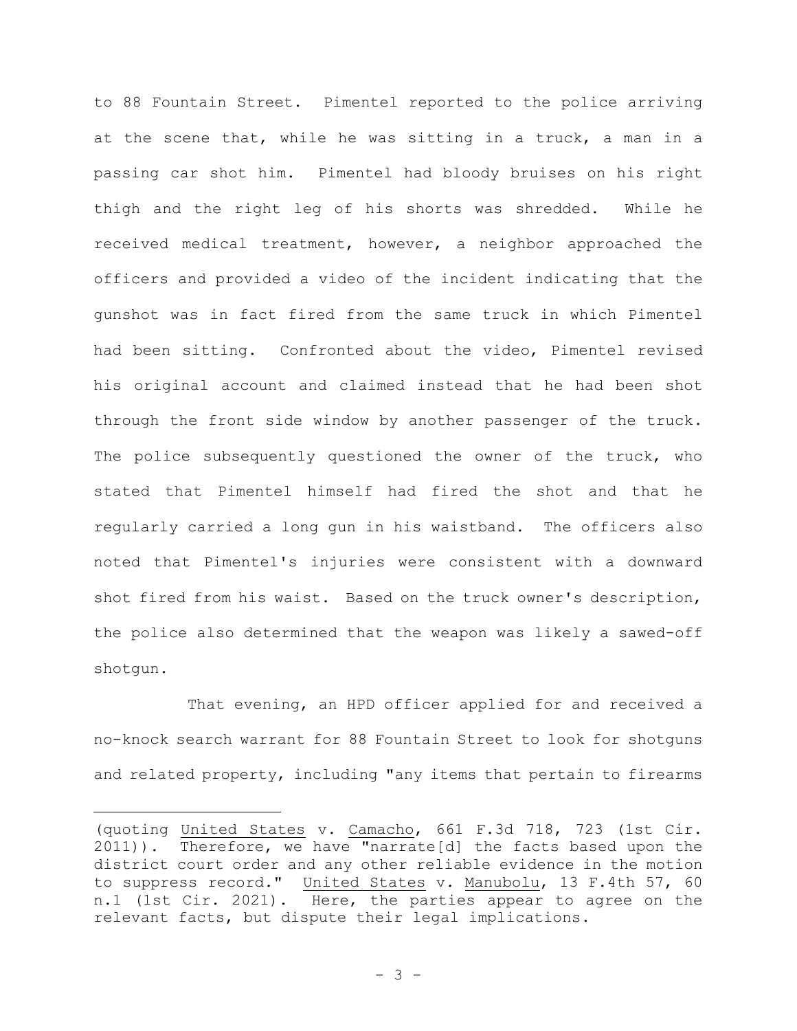to 88 Fountain Street. Pimentel reported to the police arriving at the scene that, while he was sitting in a truck, a man in a passing car shot him. Pimentel had bloody bruises on his right thigh and the right leg of his shorts was shredded. While he received medical treatment, however, a neighbor approached the officers and provided a video of the incident indicating that the gunshot was in fact fired from the same truck in which Pimentel had been sitting. Confronted about the video, Pimentel revised his original account and claimed instead that he had been shot through the front side window by another passenger of the truck. The police subsequently questioned the owner of the truck, who stated that Pimentel himself had fired the shot and that he regularly carried a long gun in his waistband. The officers also noted that Pimentel's injuries were consistent with a downward shot fired from his waist. Based on the truck owner's description, the police also determined that the weapon was likely a sawed-off shotgun.

That evening, an HPD officer applied for and received a no-knock search warrant for 88 Fountain Street to look for shotguns and related property, including "any items that pertain to firearms

---

(quoting United States v. Camacho, 661 F.3d 718, 723 (1st Cir. 2011)). Therefore, we have "narrate[d] the facts based upon the district court order and any other reliable evidence in the motion to suppress record." United States v. Manubolu, 13 F.4th 57, 60 n.1 (1st Cir. 2021). Here, the parties appear to agree on the relevant facts, but dispute their legal implications.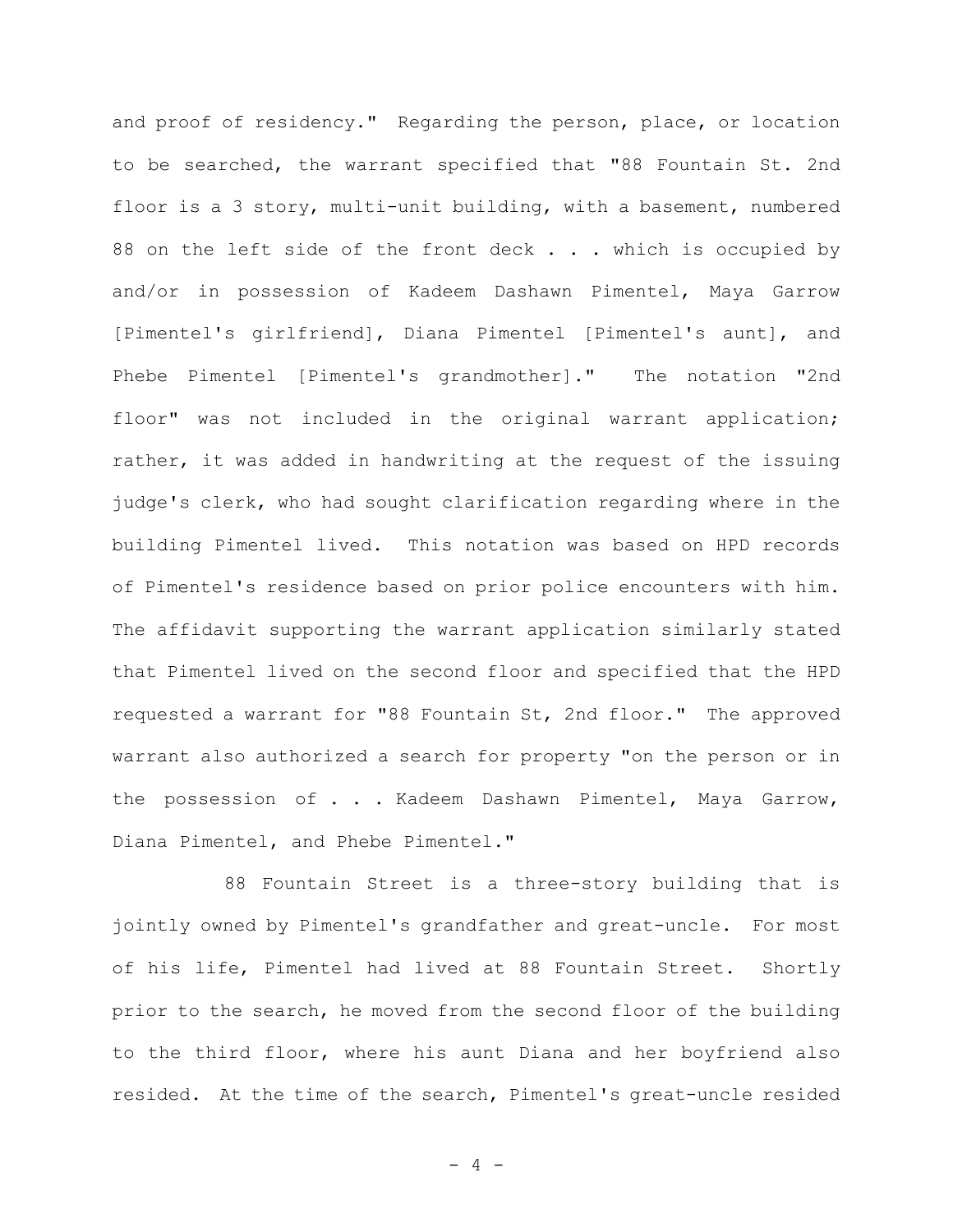and proof of residency." Regarding the person, place, or location to be searched, the warrant specified that "88 Fountain St. 2nd floor is a 3 story, multi-unit building, with a basement, numbered 88 on the left side of the front deck . . . which is occupied by and/or in possession of Kadeem Dashawn Pimentel, Maya Garrow [Pimentel's girlfriend], Diana Pimentel [Pimentel's aunt], and Phebe Pimentel [Pimentel's grandmother]." The notation "2nd floor" was not included in the original warrant application; rather, it was added in handwriting at the request of the issuing judge's clerk, who had sought clarification regarding where in the building Pimentel lived. This notation was based on HPD records of Pimentel's residence based on prior police encounters with him. The affidavit supporting the warrant application similarly stated that Pimentel lived on the second floor and specified that the HPD requested a warrant for "88 Fountain St, 2nd floor." The approved warrant also authorized a search for property "on the person or in the possession of . . . Kadeem Dashawn Pimentel, Maya Garrow, Diana Pimentel, and Phebe Pimentel."

88 Fountain Street is a three-story building that is jointly owned by Pimentel's grandfather and great-uncle. For most of his life, Pimentel had lived at 88 Fountain Street. Shortly prior to the search, he moved from the second floor of the building to the third floor, where his aunt Diana and her boyfriend also resided. At the time of the search, Pimentel's great-uncle resided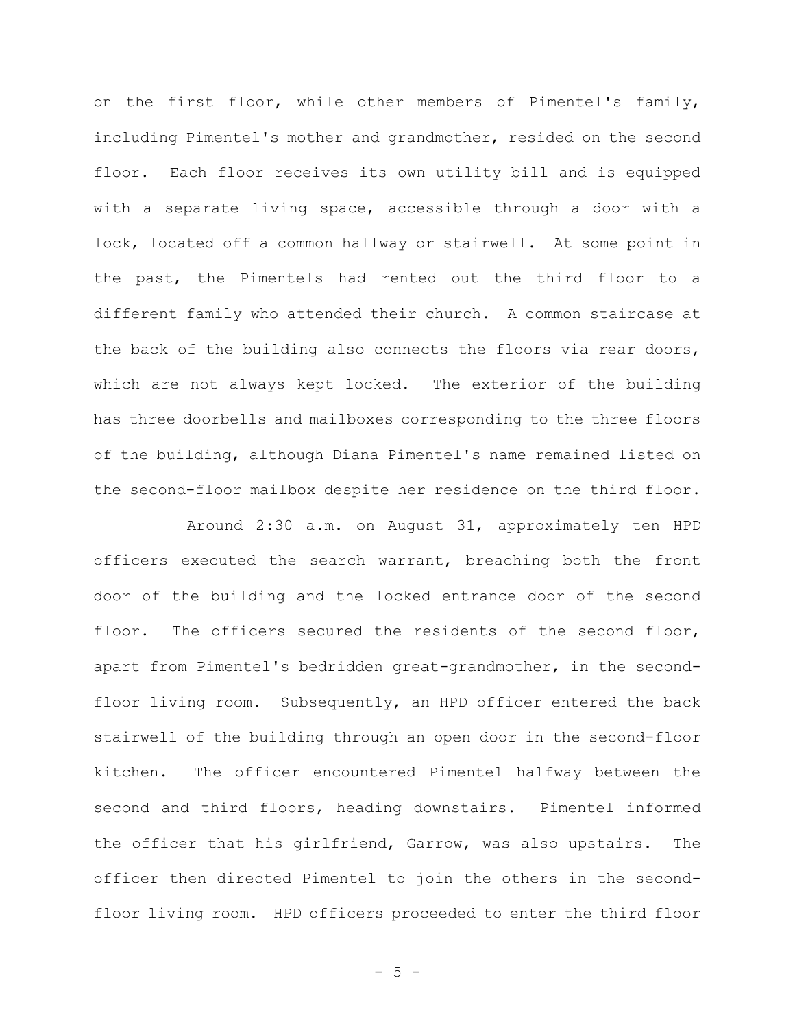on the first floor, while other members of Pimentel's family, including Pimentel's mother and grandmother, resided on the second floor. Each floor receives its own utility bill and is equipped with a separate living space, accessible through a door with a lock, located off a common hallway or stairwell. At some point in the past, the Pimentels had rented out the third floor to a different family who attended their church. A common staircase at the back of the building also connects the floors via rear doors, which are not always kept locked. The exterior of the building has three doorbells and mailboxes corresponding to the three floors of the building, although Diana Pimentel's name remained listed on the second-floor mailbox despite her residence on the third floor.

Around 2:30 a.m. on August 31, approximately ten HPD officers executed the search warrant, breaching both the front door of the building and the locked entrance door of the second floor. The officers secured the residents of the second floor, apart from Pimentel's bedridden great-grandmother, in the second-floor living room. Subsequently, an HPD officer entered the back stairwell of the building through an open door in the second-floor kitchen. The officer encountered Pimentel halfway between the second and third floors, heading downstairs. Pimentel informed the officer that his girlfriend, Garrow, was also upstairs. The officer then directed Pimentel to join the others in the second-floor living room. HPD officers proceeded to enter the third floor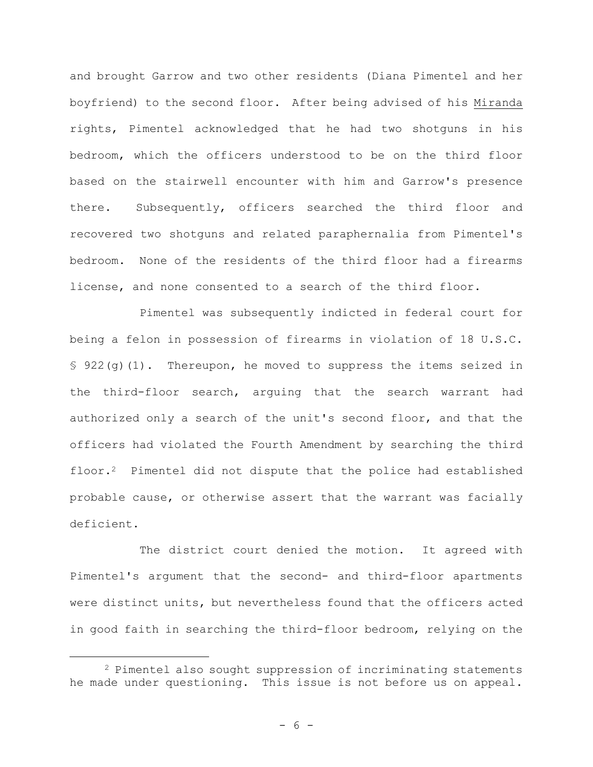and brought Garrow and two other residents (Diana Pimentel and her boyfriend) to the second floor. After being advised of his Miranda rights, Pimentel acknowledged that he had two shotguns in his bedroom, which the officers understood to be on the third floor based on the stairwell encounter with him and Garrow's presence there. Subsequently, officers searched the third floor and recovered two shotguns and related paraphernalia from Pimentel's bedroom. None of the residents of the third floor had a firearms license, and none consented to a search of the third floor.

Pimentel was subsequently indicted in federal court for being a felon in possession of firearms in violation of 18 U.S.C. § 922(g)(1). Thereupon, he moved to suppress the items seized in the third-floor search, arguing that the search warrant had authorized only a search of the unit's second floor, and that the officers had violated the Fourth Amendment by searching the third floor.[2] Pimentel did not dispute that the police had established probable cause, or otherwise assert that the warrant was facially deficient.

The district court denied the motion. It agreed with Pimentel's argument that the second- and third-floor apartments were distinct units, but nevertheless found that the officers acted in good faith in searching the third-floor bedroom, relying on the

[2] Pimentel also sought suppression of incriminating statements he made under questioning. This issue is not before us on appeal.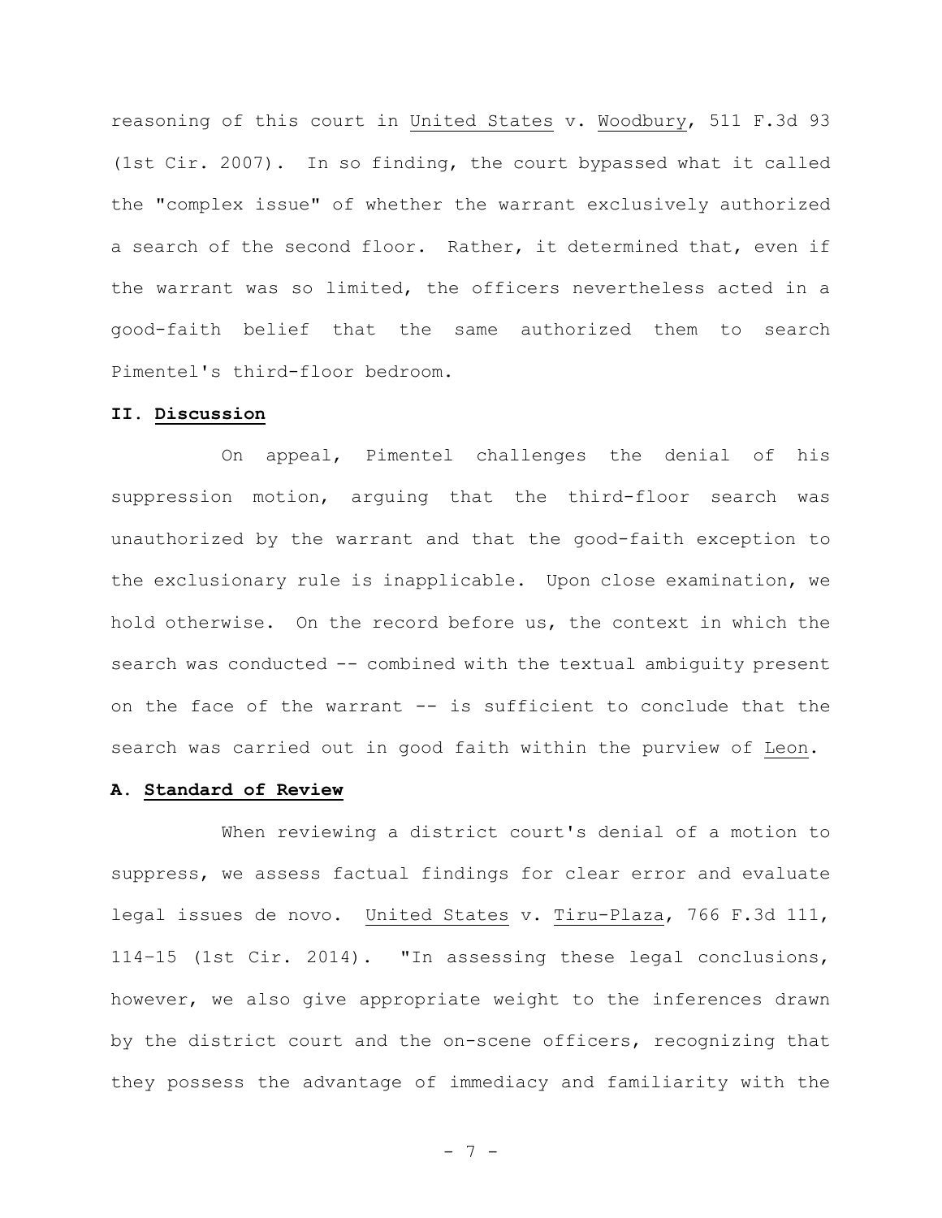reasoning of this court in United States v. Woodbury, 511 F.3d 93 (1st Cir. 2007). In so finding, the court bypassed what it called the "complex issue" of whether the warrant exclusively authorized a search of the second floor. Rather, it determined that, even if the warrant was so limited, the officers nevertheless acted in a good-faith belief that the same authorized them to search Pimentel's third-floor bedroom.

**II. Discussion**

On appeal, Pimentel challenges the denial of his suppression motion, arguing that the third-floor search was unauthorized by the warrant and that the good-faith exception to the exclusionary rule is inapplicable. Upon close examination, we hold otherwise. On the record before us, the context in which the search was conducted -- combined with the textual ambiguity present on the face of the warrant -- is sufficient to conclude that the search was carried out in good faith within the purview of Leon.

**A. Standard of Review**

When reviewing a district court's denial of a motion to suppress, we assess factual findings for clear error and evaluate legal issues de novo. United States v. Tiru-Plaza, 766 F.3d 111, 114–15 (1st Cir. 2014). "In assessing these legal conclusions, however, we also give appropriate weight to the inferences drawn by the district court and the on-scene officers, recognizing that they possess the advantage of immediacy and familiarity with the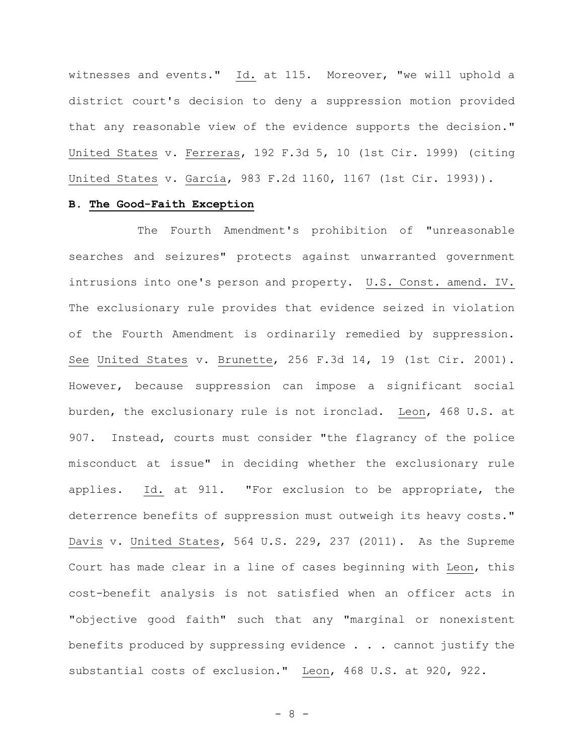witnesses and events." Id. at 115. Moreover, "we will uphold a district court's decision to deny a suppression motion provided that any reasonable view of the evidence supports the decision." United States v. Ferreras, 192 F.3d 5, 10 (1st Cir. 1999) (citing United States v. García, 983 F.2d 1160, 1167 (1st Cir. 1993)).

**B. The Good-Faith Exception**

The Fourth Amendment's prohibition of "unreasonable searches and seizures" protects against unwarranted government intrusions into one's person and property. U.S. Const. amend. IV. The exclusionary rule provides that evidence seized in violation of the Fourth Amendment is ordinarily remedied by suppression. See United States v. Brunette, 256 F.3d 14, 19 (1st Cir. 2001). However, because suppression can impose a significant social burden, the exclusionary rule is not ironclad. Leon, 468 U.S. at 907. Instead, courts must consider "the flagrancy of the police misconduct at issue" in deciding whether the exclusionary rule applies. Id. at 911. "For exclusion to be appropriate, the deterrence benefits of suppression must outweigh its heavy costs." Davis v. United States, 564 U.S. 229, 237 (2011). As the Supreme Court has made clear in a line of cases beginning with Leon, this cost-benefit analysis is not satisfied when an officer acts in "objective good faith" such that any "marginal or nonexistent benefits produced by suppressing evidence . . . cannot justify the substantial costs of exclusion." Leon, 468 U.S. at 920, 922.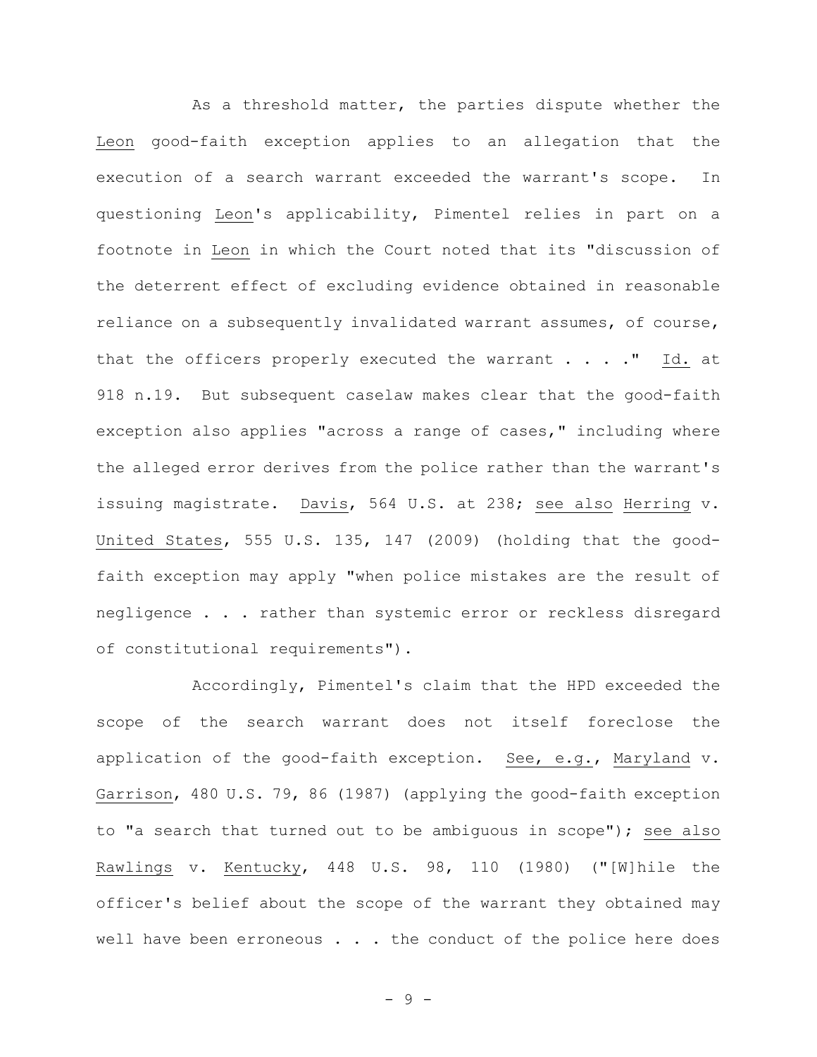As a threshold matter, the parties dispute whether the *Leon* good-faith exception applies to an allegation that the execution of a search warrant exceeded the warrant's scope. In questioning *Leon*'s applicability, Pimentel relies in part on a footnote in *Leon* in which the Court noted that its "discussion of the deterrent effect of excluding evidence obtained in reasonable reliance on a subsequently invalidated warrant assumes, of course, that the officers properly executed the warrant . . . ." *Id.* at 918 n.19. But subsequent caselaw makes clear that the good-faith exception also applies "across a range of cases," including where the alleged error derives from the police rather than the warrant's issuing magistrate. *Davis*, 564 U.S. at 238; *see also* *Herring* v. *United States*, 555 U.S. 135, 147 (2009) (holding that the good-faith exception may apply "when police mistakes are the result of negligence . . . rather than systemic error or reckless disregard of constitutional requirements").

Accordingly, Pimentel's claim that the HPD exceeded the scope of the search warrant does not itself foreclose the application of the good-faith exception. *See, e.g.*, *Maryland* v. *Garrison*, 480 U.S. 79, 86 (1987) (applying the good-faith exception to "a search that turned out to be ambiguous in scope"); *see also* *Rawlings* v. *Kentucky*, 448 U.S. 98, 110 (1980) ("[W]hile the officer's belief about the scope of the warrant they obtained may well have been erroneous . . . the conduct of the police here does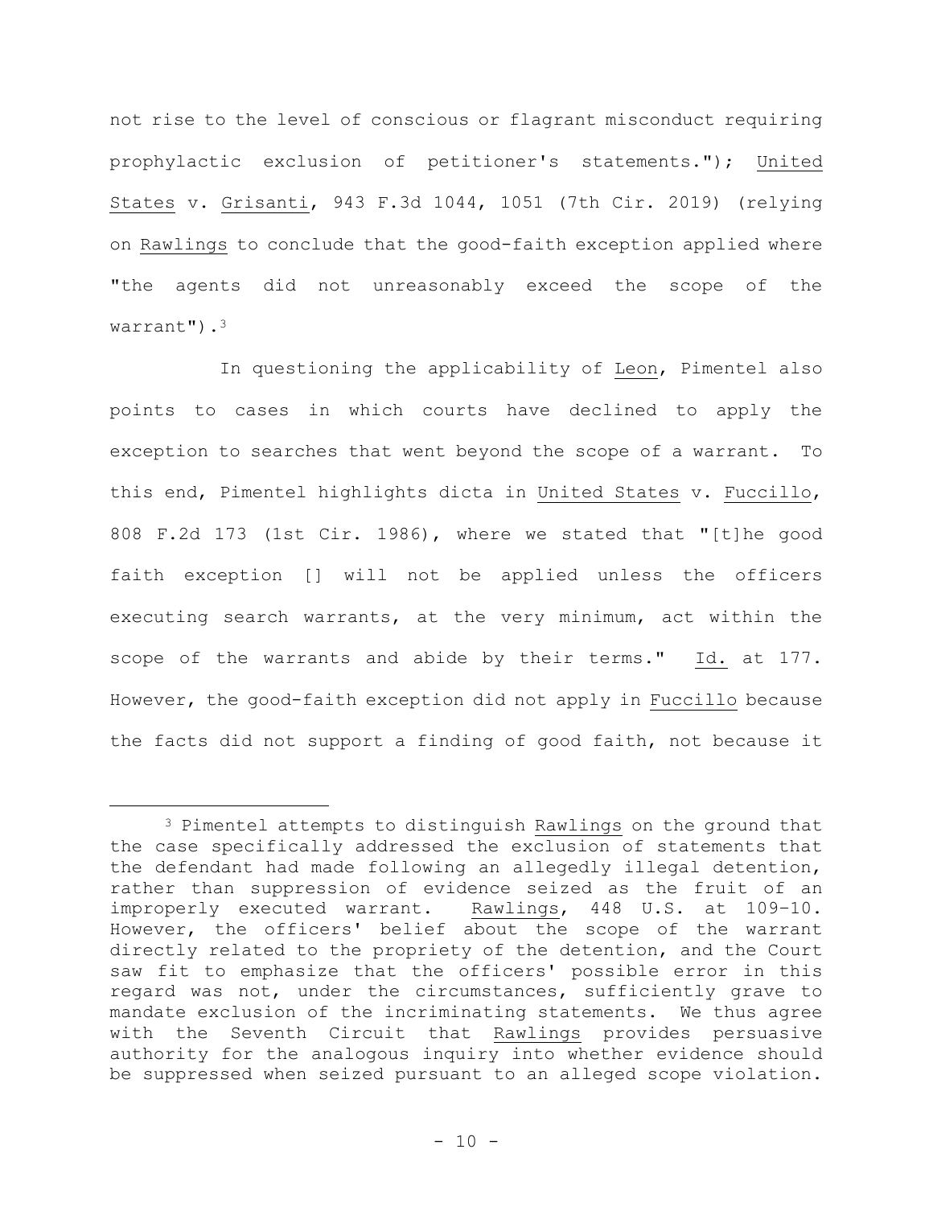not rise to the level of conscious or flagrant misconduct requiring prophylactic exclusion of petitioner's statements."); United States v. Grisanti, 943 F.3d 1044, 1051 (7th Cir. 2019) (relying on Rawlings to conclude that the good-faith exception applied where "the agents did not unreasonably exceed the scope of the warrant").[3]

In questioning the applicability of Leon, Pimentel also points to cases in which courts have declined to apply the exception to searches that went beyond the scope of a warrant. To this end, Pimentel highlights dicta in United States v. Fuccillo, 808 F.2d 173 (1st Cir. 1986), where we stated that "[t]he good faith exception [] will not be applied unless the officers executing search warrants, at the very minimum, act within the scope of the warrants and abide by their terms." Id. at 177. However, the good-faith exception did not apply in Fuccillo because the facts did not support a finding of good faith, not because it

---

[3] Pimentel attempts to distinguish Rawlings on the ground that the case specifically addressed the exclusion of statements that the defendant had made following an allegedly illegal detention, rather than suppression of evidence seized as the fruit of an improperly executed warrant. Rawlings, 448 U.S. at 109–10. However, the officers' belief about the scope of the warrant directly related to the propriety of the detention, and the Court saw fit to emphasize that the officers' possible error in this regard was not, under the circumstances, sufficiently grave to mandate exclusion of the incriminating statements. We thus agree with the Seventh Circuit that Rawlings provides persuasive authority for the analogous inquiry into whether evidence should be suppressed when seized pursuant to an alleged scope violation.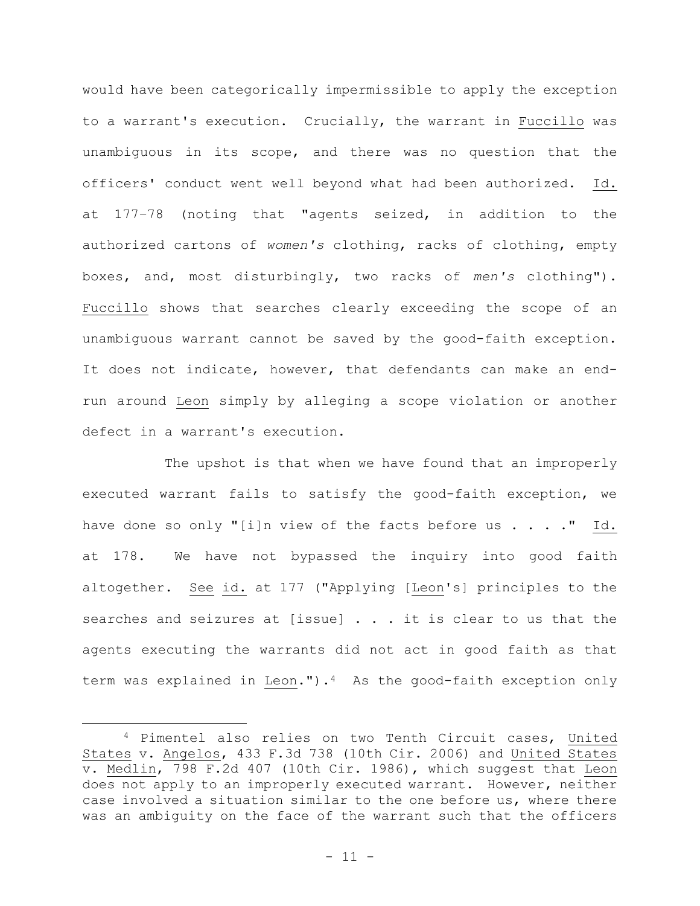would have been categorically impermissible to apply the exception to a warrant's execution. Crucially, the warrant in Fuccillo was unambiguous in its scope, and there was no question that the officers' conduct went well beyond what had been authorized. Id. at 177–78 (noting that "agents seized, in addition to the authorized cartons of *women's* clothing, racks of clothing, empty boxes, and, most disturbingly, two racks of *men's* clothing"). Fuccillo shows that searches clearly exceeding the scope of an unambiguous warrant cannot be saved by the good-faith exception. It does not indicate, however, that defendants can make an end-run around Leon simply by alleging a scope violation or another defect in a warrant's execution.

The upshot is that when we have found that an improperly executed warrant fails to satisfy the good-faith exception, we have done so only "[i]n view of the facts before us . . . ." Id. at 178. We have not bypassed the inquiry into good faith altogether. See id. at 177 ("Applying [Leon's] principles to the searches and seizures at [issue] . . . it is clear to us that the agents executing the warrants did not act in good faith as that term was explained in Leon.").[4] As the good-faith exception only

[4] Pimentel also relies on two Tenth Circuit cases, United States v. Angelos, 433 F.3d 738 (10th Cir. 2006) and United States v. Medlin, 798 F.2d 407 (10th Cir. 1986), which suggest that Leon does not apply to an improperly executed warrant. However, neither case involved a situation similar to the one before us, where there was an ambiguity on the face of the warrant such that the officers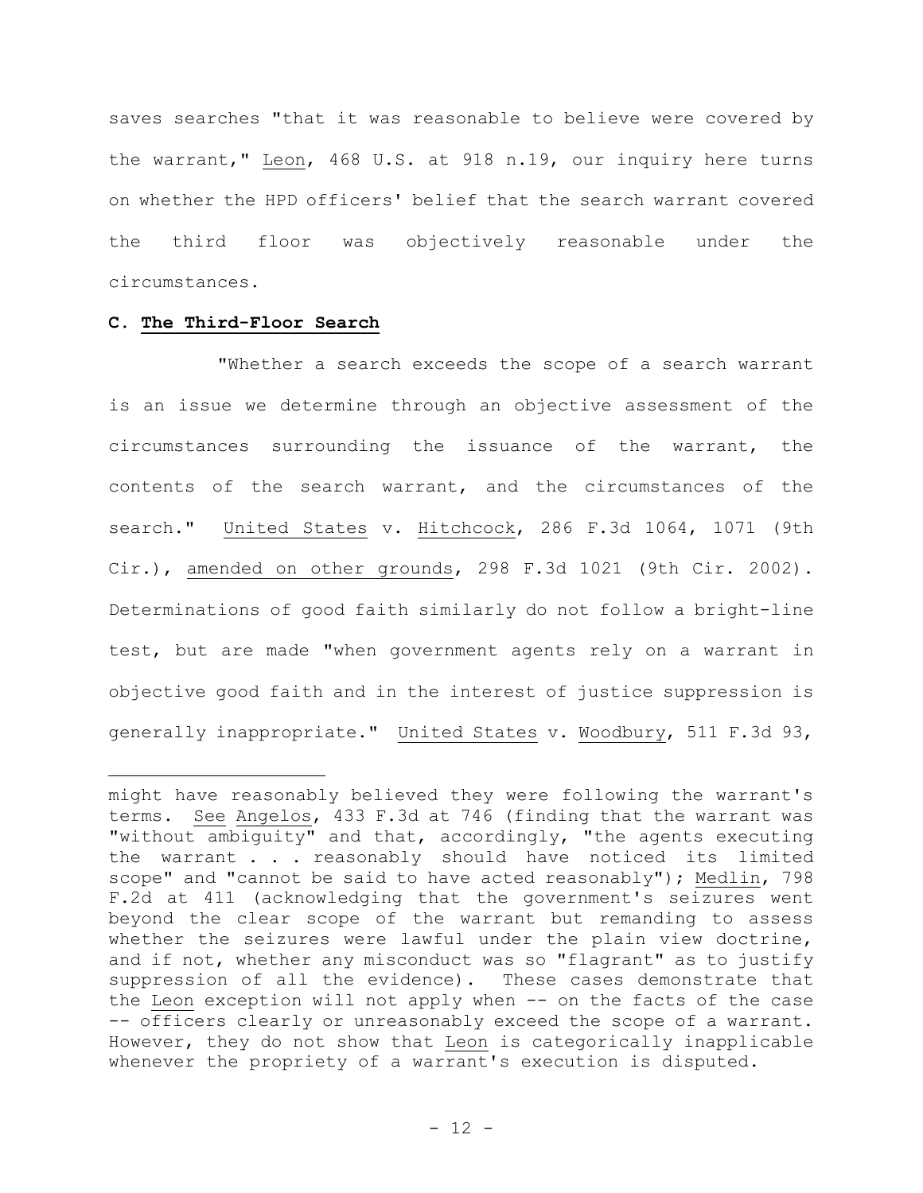saves searches "that it was reasonable to believe were covered by the warrant," Leon, 468 U.S. at 918 n.19, our inquiry here turns on whether the HPD officers' belief that the search warrant covered the third floor was objectively reasonable under the circumstances.

**C. The Third-Floor Search**

"Whether a search exceeds the scope of a search warrant is an issue we determine through an objective assessment of the circumstances surrounding the issuance of the warrant, the contents of the search warrant, and the circumstances of the search." United States v. Hitchcock, 286 F.3d 1064, 1071 (9th Cir.), amended on other grounds, 298 F.3d 1021 (9th Cir. 2002). Determinations of good faith similarly do not follow a bright-line test, but are made "when government agents rely on a warrant in objective good faith and in the interest of justice suppression is generally inappropriate." United States v. Woodbury, 511 F.3d 93,

---

might have reasonably believed they were following the warrant's terms. See Angelos, 433 F.3d at 746 (finding that the warrant was "without ambiguity" and that, accordingly, "the agents executing the warrant . . . reasonably should have noticed its limited scope" and "cannot be said to have acted reasonably"); Medlin, 798 F.2d at 411 (acknowledging that the government's seizures went beyond the clear scope of the warrant but remanding to assess whether the seizures were lawful under the plain view doctrine, and if not, whether any misconduct was so "flagrant" as to justify suppression of all the evidence). These cases demonstrate that the Leon exception will not apply when -- on the facts of the case -- officers clearly or unreasonably exceed the scope of a warrant. However, they do not show that Leon is categorically inapplicable whenever the propriety of a warrant's execution is disputed.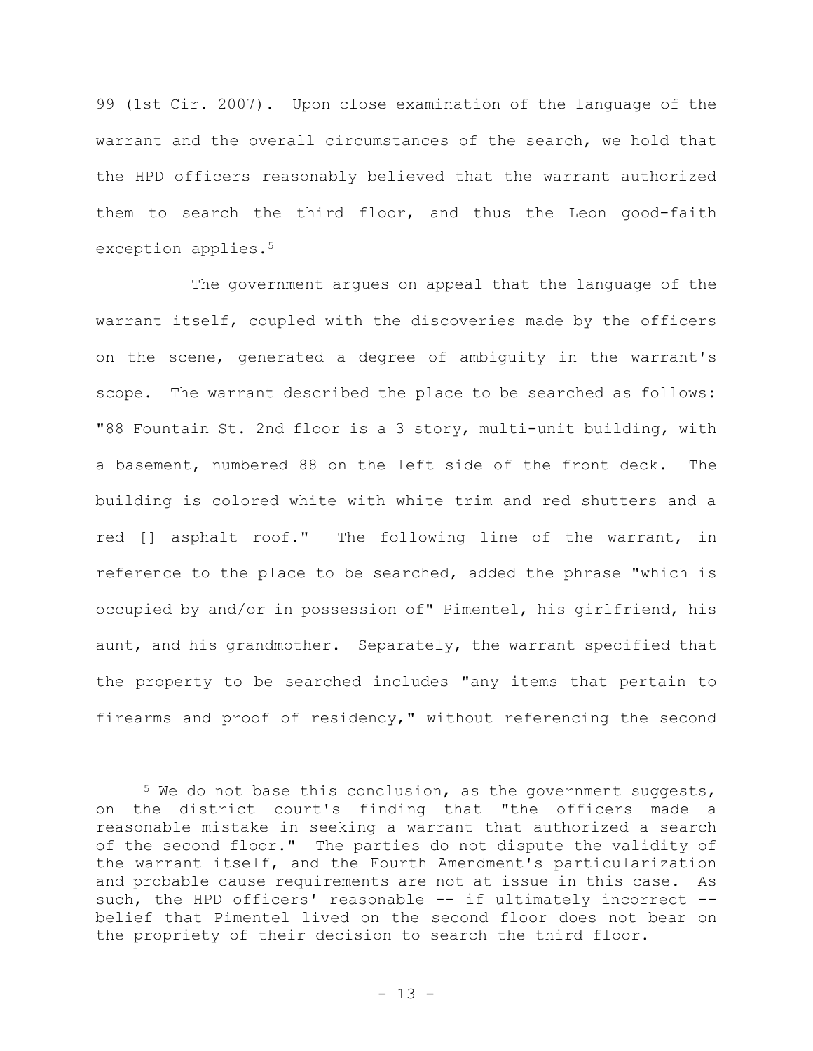99 (1st Cir. 2007). Upon close examination of the language of the warrant and the overall circumstances of the search, we hold that the HPD officers reasonably believed that the warrant authorized them to search the third floor, and thus the Leon good-faith exception applies.[5]

The government argues on appeal that the language of the warrant itself, coupled with the discoveries made by the officers on the scene, generated a degree of ambiguity in the warrant's scope. The warrant described the place to be searched as follows: "88 Fountain St. 2nd floor is a 3 story, multi-unit building, with a basement, numbered 88 on the left side of the front deck. The building is colored white with white trim and red shutters and a red [] asphalt roof." The following line of the warrant, in reference to the place to be searched, added the phrase "which is occupied by and/or in possession of" Pimentel, his girlfriend, his aunt, and his grandmother. Separately, the warrant specified that the property to be searched includes "any items that pertain to firearms and proof of residency," without referencing the second

---

[5] We do not base this conclusion, as the government suggests, on the district court's finding that "the officers made a reasonable mistake in seeking a warrant that authorized a search of the second floor." The parties do not dispute the validity of the warrant itself, and the Fourth Amendment's particularization and probable cause requirements are not at issue in this case. As such, the HPD officers' reasonable -- if ultimately incorrect -- belief that Pimentel lived on the second floor does not bear on the propriety of their decision to search the third floor.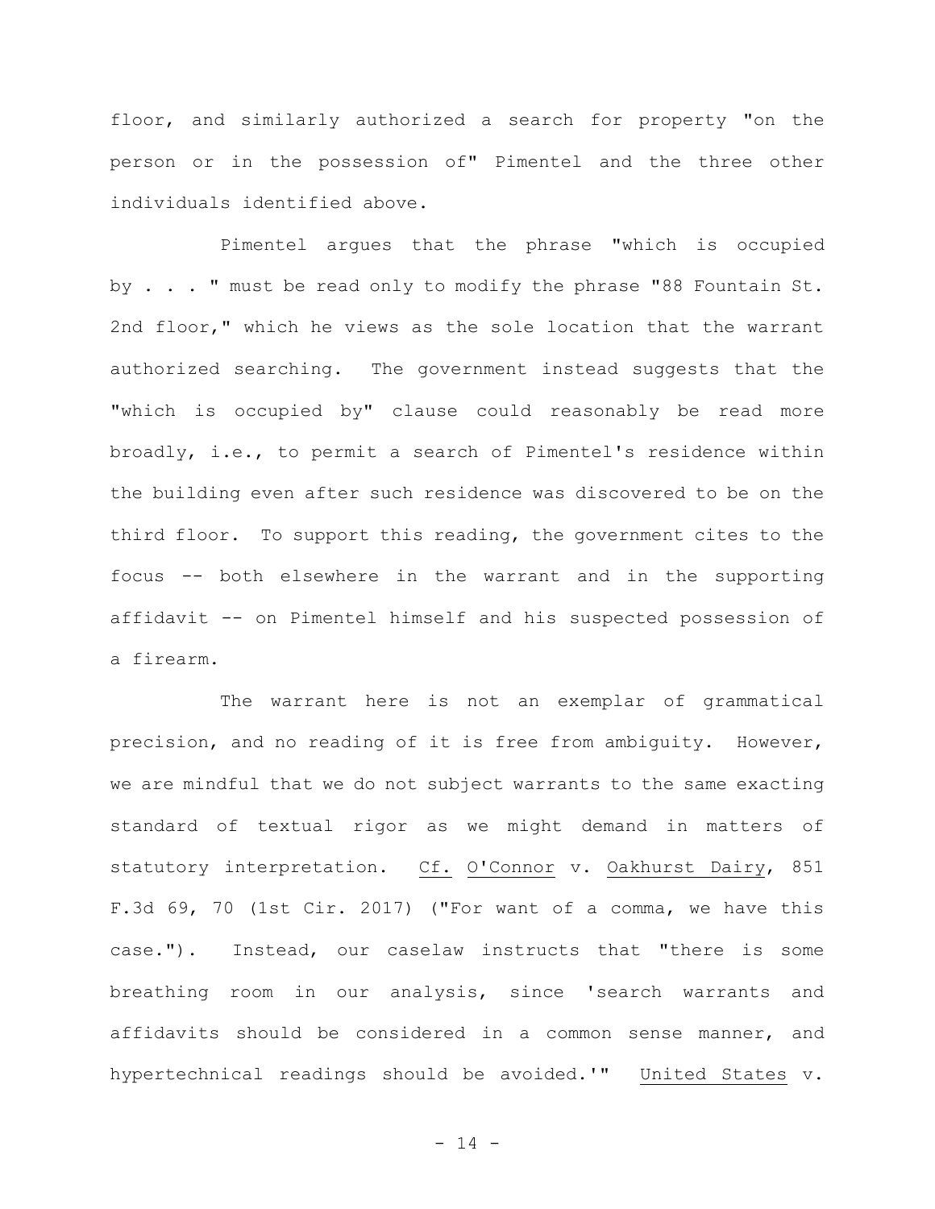floor, and similarly authorized a search for property "on the person or in the possession of" Pimentel and the three other individuals identified above.

Pimentel argues that the phrase "which is occupied by . . . " must be read only to modify the phrase "88 Fountain St. 2nd floor," which he views as the sole location that the warrant authorized searching. The government instead suggests that the "which is occupied by" clause could reasonably be read more broadly, i.e., to permit a search of Pimentel's residence within the building even after such residence was discovered to be on the third floor. To support this reading, the government cites to the focus -- both elsewhere in the warrant and in the supporting affidavit -- on Pimentel himself and his suspected possession of a firearm.

The warrant here is not an exemplar of grammatical precision, and no reading of it is free from ambiguity. However, we are mindful that we do not subject warrants to the same exacting standard of textual rigor as we might demand in matters of statutory interpretation. Cf. O'Connor v. Oakhurst Dairy, 851 F.3d 69, 70 (1st Cir. 2017) ("For want of a comma, we have this case."). Instead, our caselaw instructs that "there is some breathing room in our analysis, since 'search warrants and affidavits should be considered in a common sense manner, and hypertechnical readings should be avoided.'" United States v.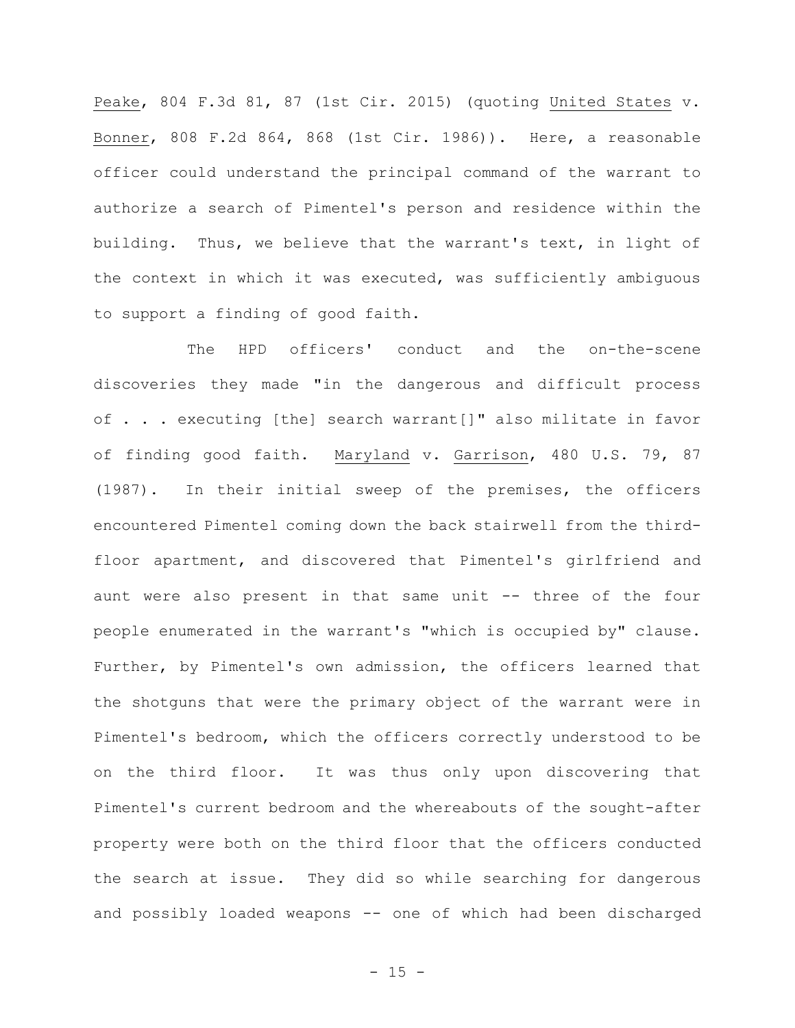Peake, 804 F.3d 81, 87 (1st Cir. 2015) (quoting United States v. Bonner, 808 F.2d 864, 868 (1st Cir. 1986)). Here, a reasonable officer could understand the principal command of the warrant to authorize a search of Pimentel's person and residence within the building. Thus, we believe that the warrant's text, in light of the context in which it was executed, was sufficiently ambiguous to support a finding of good faith.

The HPD officers' conduct and the on-the-scene discoveries they made "in the dangerous and difficult process of . . . executing [the] search warrant[]" also militate in favor of finding good faith. Maryland v. Garrison, 480 U.S. 79, 87 (1987). In their initial sweep of the premises, the officers encountered Pimentel coming down the back stairwell from the third-floor apartment, and discovered that Pimentel's girlfriend and aunt were also present in that same unit -- three of the four people enumerated in the warrant's "which is occupied by" clause. Further, by Pimentel's own admission, the officers learned that the shotguns that were the primary object of the warrant were in Pimentel's bedroom, which the officers correctly understood to be on the third floor. It was thus only upon discovering that Pimentel's current bedroom and the whereabouts of the sought-after property were both on the third floor that the officers conducted the search at issue. They did so while searching for dangerous and possibly loaded weapons -- one of which had been discharged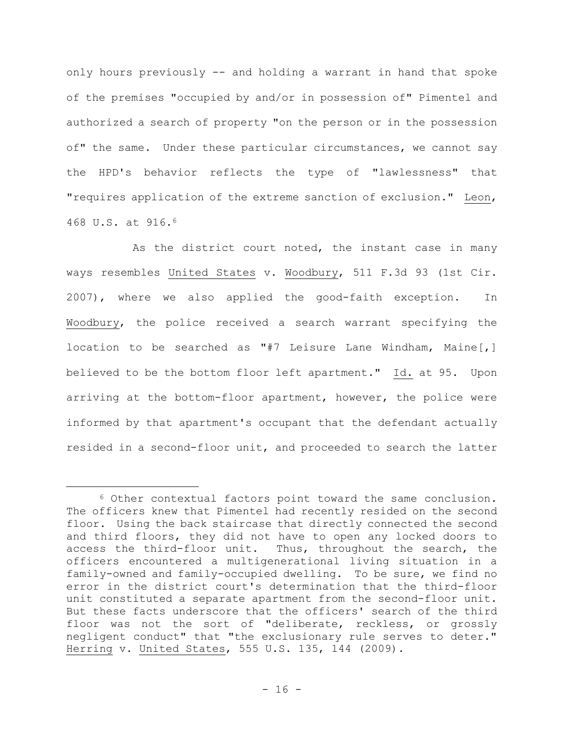only hours previously -- and holding a warrant in hand that spoke of the premises "occupied by and/or in possession of" Pimentel and authorized a search of property "on the person or in the possession of" the same. Under these particular circumstances, we cannot say the HPD's behavior reflects the type of "lawlessness" that "requires application of the extreme sanction of exclusion." Leon, 468 U.S. at 916.[6]

As the district court noted, the instant case in many ways resembles United States v. Woodbury, 511 F.3d 93 (1st Cir. 2007), where we also applied the good-faith exception. In Woodbury, the police received a search warrant specifying the location to be searched as "#7 Leisure Lane Windham, Maine[,] believed to be the bottom floor left apartment." Id. at 95. Upon arriving at the bottom-floor apartment, however, the police were informed by that apartment's occupant that the defendant actually resided in a second-floor unit, and proceeded to search the latter

[6] Other contextual factors point toward the same conclusion. The officers knew that Pimentel had recently resided on the second floor. Using the back staircase that directly connected the second and third floors, they did not have to open any locked doors to access the third-floor unit. Thus, throughout the search, the officers encountered a multigenerational living situation in a family-owned and family-occupied dwelling. To be sure, we find no error in the district court's determination that the third-floor unit constituted a separate apartment from the second-floor unit. But these facts underscore that the officers' search of the third floor was not the sort of "deliberate, reckless, or grossly negligent conduct" that "the exclusionary rule serves to deter." Herring v. United States, 555 U.S. 135, 144 (2009).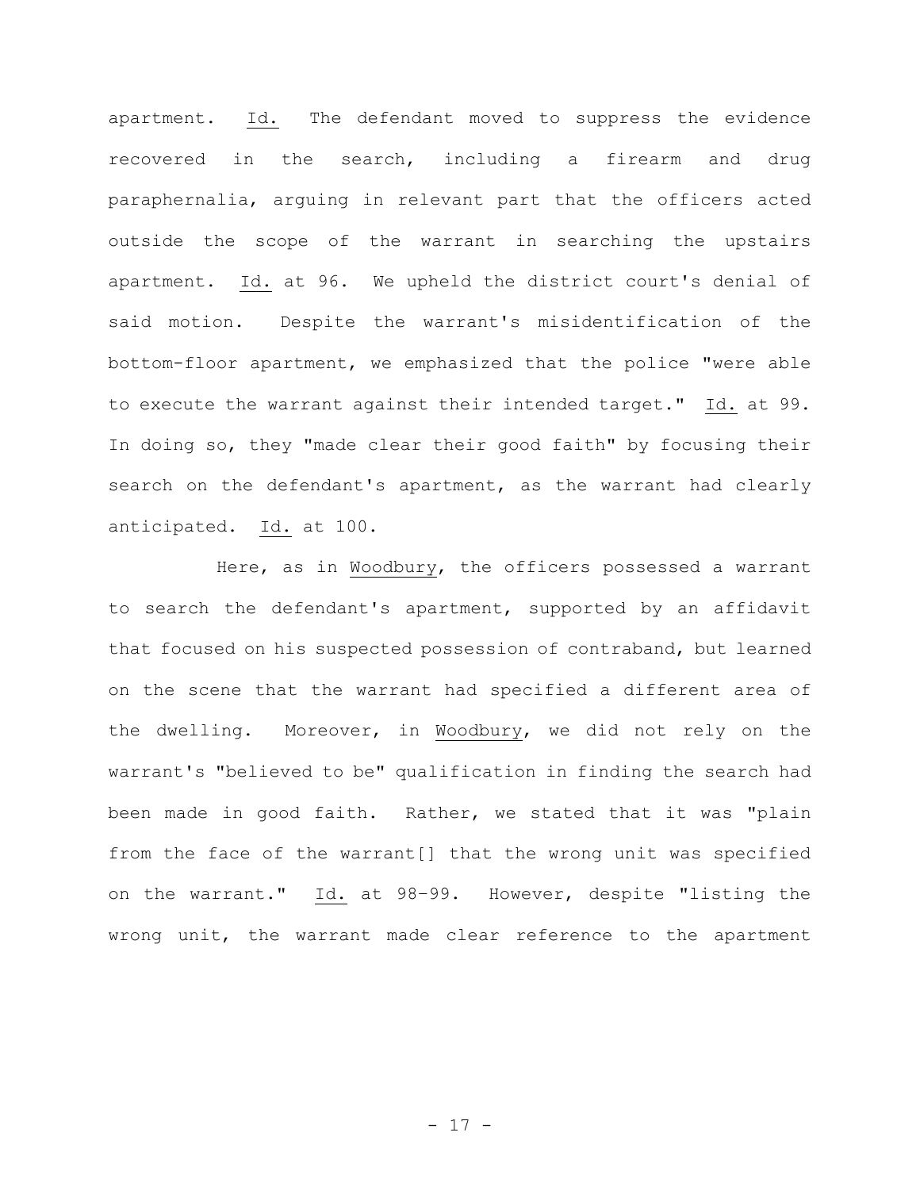apartment. Id. The defendant moved to suppress the evidence recovered in the search, including a firearm and drug paraphernalia, arguing in relevant part that the officers acted outside the scope of the warrant in searching the upstairs apartment. Id. at 96. We upheld the district court's denial of said motion. Despite the warrant's misidentification of the bottom-floor apartment, we emphasized that the police "were able to execute the warrant against their intended target." Id. at 99. In doing so, they "made clear their good faith" by focusing their search on the defendant's apartment, as the warrant had clearly anticipated. Id. at 100.

Here, as in Woodbury, the officers possessed a warrant to search the defendant's apartment, supported by an affidavit that focused on his suspected possession of contraband, but learned on the scene that the warrant had specified a different area of the dwelling. Moreover, in Woodbury, we did not rely on the warrant's "believed to be" qualification in finding the search had been made in good faith. Rather, we stated that it was "plain from the face of the warrant[] that the wrong unit was specified on the warrant." Id. at 98-99. However, despite "listing the wrong unit, the warrant made clear reference to the apartment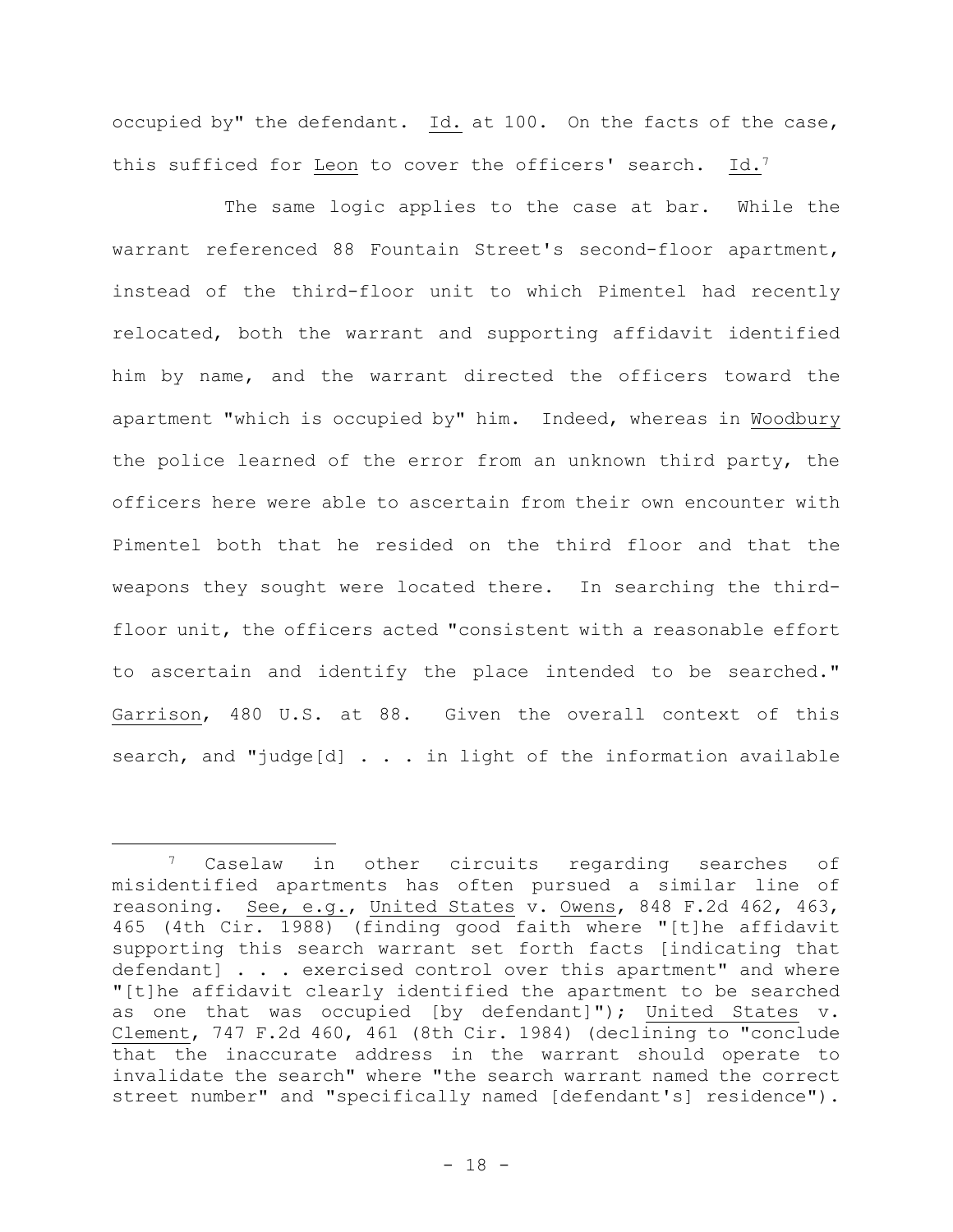occupied by" the defendant. Id. at 100. On the facts of the case, this sufficed for Leon to cover the officers' search. Id.[7]

The same logic applies to the case at bar. While the warrant referenced 88 Fountain Street's second-floor apartment, instead of the third-floor unit to which Pimentel had recently relocated, both the warrant and supporting affidavit identified him by name, and the warrant directed the officers toward the apartment "which is occupied by" him. Indeed, whereas in Woodbury the police learned of the error from an unknown third party, the officers here were able to ascertain from their own encounter with Pimentel both that he resided on the third floor and that the weapons they sought were located there. In searching the third-floor unit, the officers acted "consistent with a reasonable effort to ascertain and identify the place intended to be searched." Garrison, 480 U.S. at 88. Given the overall context of this search, and "judge[d] . . . in light of the information available

---

[7] Caselaw in other circuits regarding searches of misidentified apartments has often pursued a similar line of reasoning. See, e.g., United States v. Owens, 848 F.2d 462, 463, 465 (4th Cir. 1988) (finding good faith where "[t]he affidavit supporting this search warrant set forth facts [indicating that defendant] . . . exercised control over this apartment" and where "[t]he affidavit clearly identified the apartment to be searched as one that was occupied [by defendant]"); United States v. Clement, 747 F.2d 460, 461 (8th Cir. 1984) (declining to "conclude that the inaccurate address in the warrant should operate to invalidate the search" where "the search warrant named the correct street number" and "specifically named [defendant's] residence").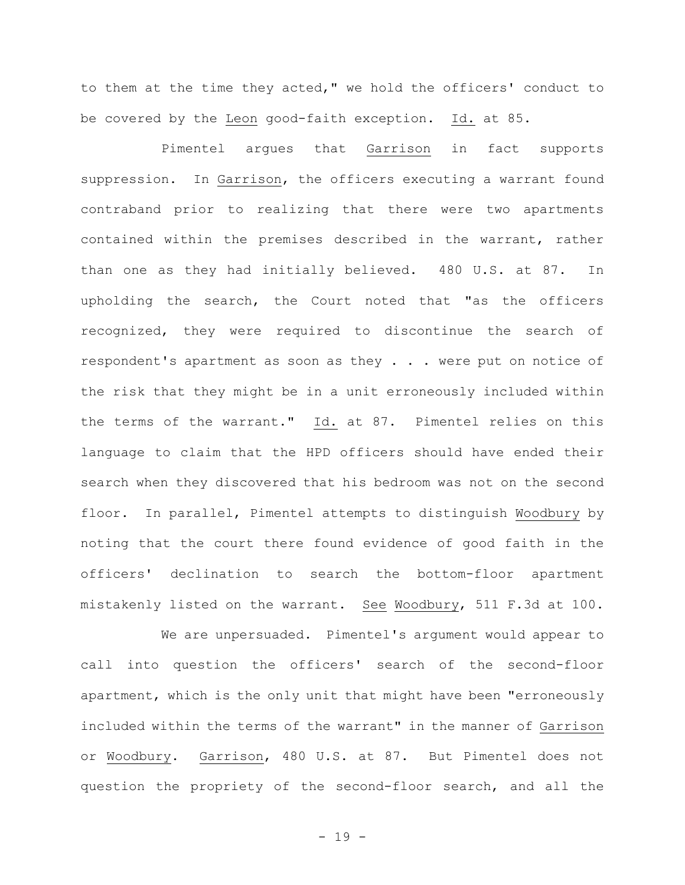to them at the time they acted," we hold the officers' conduct to be covered by the Leon good-faith exception. Id. at 85.

Pimentel argues that Garrison in fact supports suppression. In Garrison, the officers executing a warrant found contraband prior to realizing that there were two apartments contained within the premises described in the warrant, rather than one as they had initially believed. 480 U.S. at 87. In upholding the search, the Court noted that "as the officers recognized, they were required to discontinue the search of respondent's apartment as soon as they . . . were put on notice of the risk that they might be in a unit erroneously included within the terms of the warrant." Id. at 87. Pimentel relies on this language to claim that the HPD officers should have ended their search when they discovered that his bedroom was not on the second floor. In parallel, Pimentel attempts to distinguish Woodbury by noting that the court there found evidence of good faith in the officers' declination to search the bottom-floor apartment mistakenly listed on the warrant. See Woodbury, 511 F.3d at 100.

We are unpersuaded. Pimentel's argument would appear to call into question the officers' search of the second-floor apartment, which is the only unit that might have been "erroneously included within the terms of the warrant" in the manner of Garrison or Woodbury. Garrison, 480 U.S. at 87. But Pimentel does not question the propriety of the second-floor search, and all the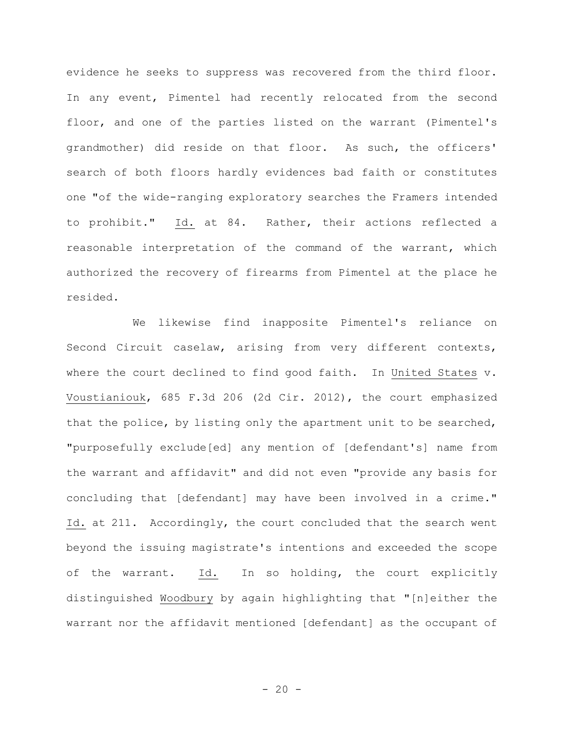evidence he seeks to suppress was recovered from the third floor. In any event, Pimentel had recently relocated from the second floor, and one of the parties listed on the warrant (Pimentel's grandmother) did reside on that floor. As such, the officers' search of both floors hardly evidences bad faith or constitutes one "of the wide-ranging exploratory searches the Framers intended to prohibit." Id. at 84. Rather, their actions reflected a reasonable interpretation of the command of the warrant, which authorized the recovery of firearms from Pimentel at the place he resided.

We likewise find inapposite Pimentel's reliance on Second Circuit caselaw, arising from very different contexts, where the court declined to find good faith. In United States v. Voustianiouk, 685 F.3d 206 (2d Cir. 2012), the court emphasized that the police, by listing only the apartment unit to be searched, "purposefully exclude[ed] any mention of [defendant's] name from the warrant and affidavit" and did not even "provide any basis for concluding that [defendant] may have been involved in a crime." Id. at 211. Accordingly, the court concluded that the search went beyond the issuing magistrate's intentions and exceeded the scope of the warrant. Id. In so holding, the court explicitly distinguished Woodbury by again highlighting that "[n]either the warrant nor the affidavit mentioned [defendant] as the occupant of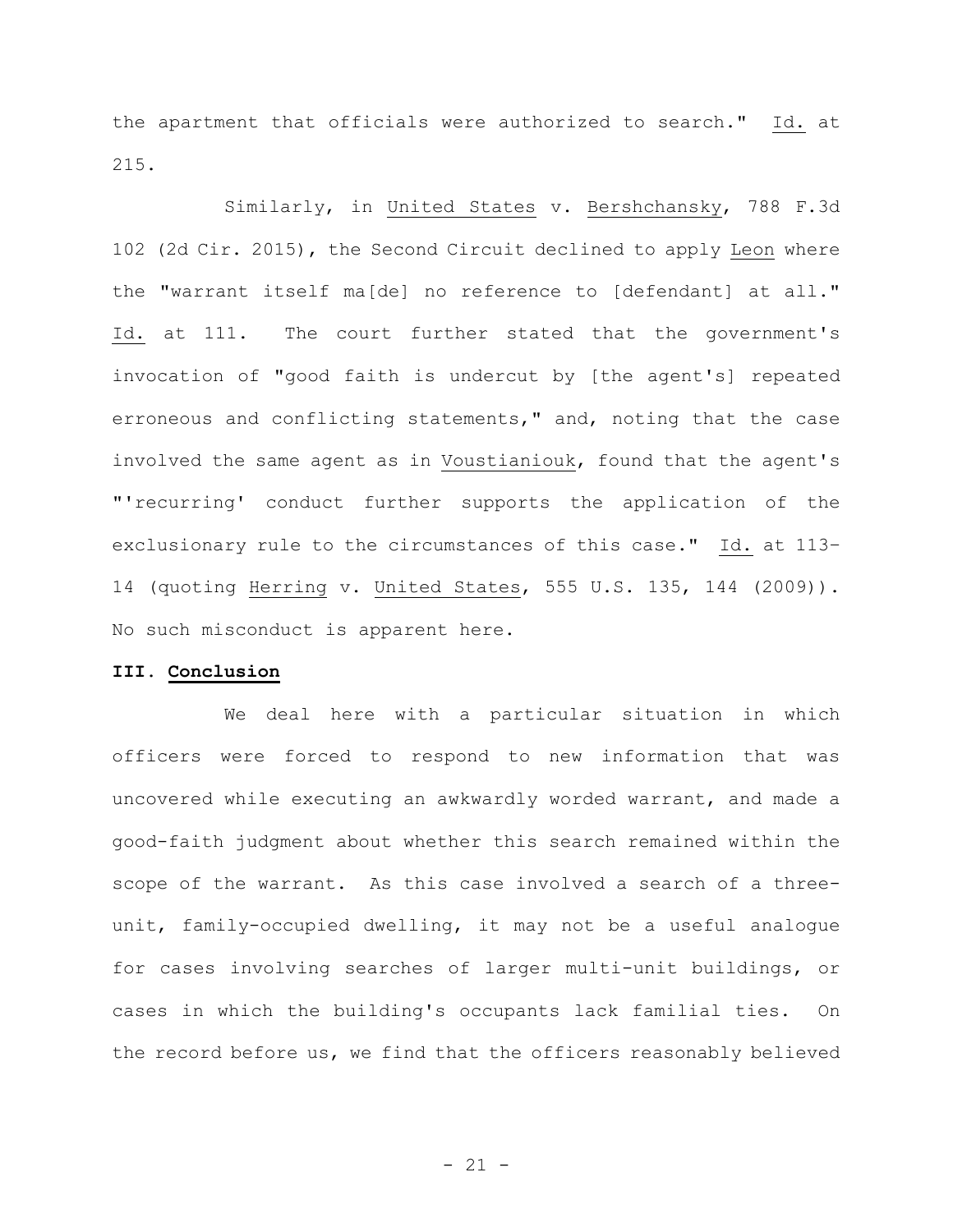the apartment that officials were authorized to search." Id. at 215.

Similarly, in United States v. Bershchansky, 788 F.3d 102 (2d Cir. 2015), the Second Circuit declined to apply Leon where the "warrant itself ma[de] no reference to [defendant] at all." Id. at 111. The court further stated that the government's invocation of "good faith is undercut by [the agent's] repeated erroneous and conflicting statements," and, noting that the case involved the same agent as in Voustianiouk, found that the agent's "'recurring' conduct further supports the application of the exclusionary rule to the circumstances of this case." Id. at 113-14 (quoting Herring v. United States, 555 U.S. 135, 144 (2009)). No such misconduct is apparent here.

## III. Conclusion

We deal here with a particular situation in which officers were forced to respond to new information that was uncovered while executing an awkwardly worded warrant, and made a good-faith judgment about whether this search remained within the scope of the warrant. As this case involved a search of a three-unit, family-occupied dwelling, it may not be a useful analogue for cases involving searches of larger multi-unit buildings, or cases in which the building's occupants lack familial ties. On the record before us, we find that the officers reasonably believed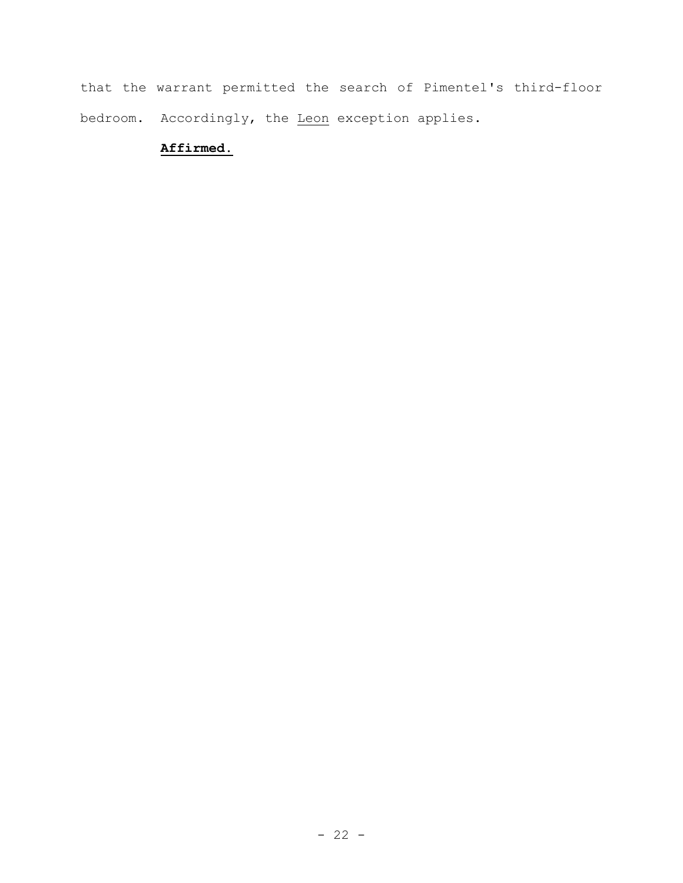that the warrant permitted the search of Pimentel's third-floor bedroom. Accordingly, the _Leon_ exception applies.

**Affirmed.**